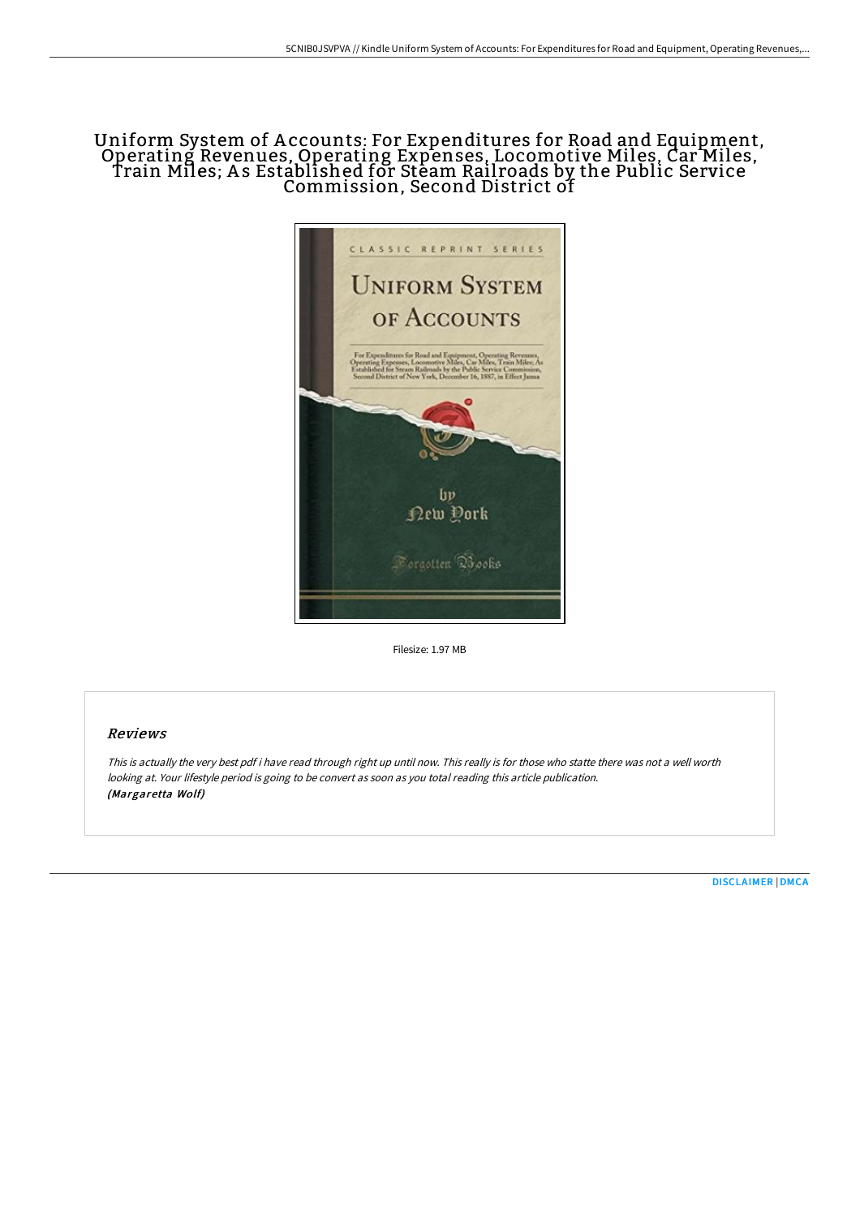# Uniform System of Accounts: For Expenditures for Road and Equipment, Operating Revenues, Operating Expenses, Locomotive Miles, Car Miles, Train Miles; As Established for Steam Railroads by the Public Service Commission, Second District of

Filesize: 1.97 MB

## Reviews

*This is actually the very best pdf i have read through right up until now. This really is for those who statte there was not a well worth looking at. Your lifestyle period is going to be convert as soon as you total reading this article publication.*
***(Margaretta Wolf)***

DISCLAIMER | DMCA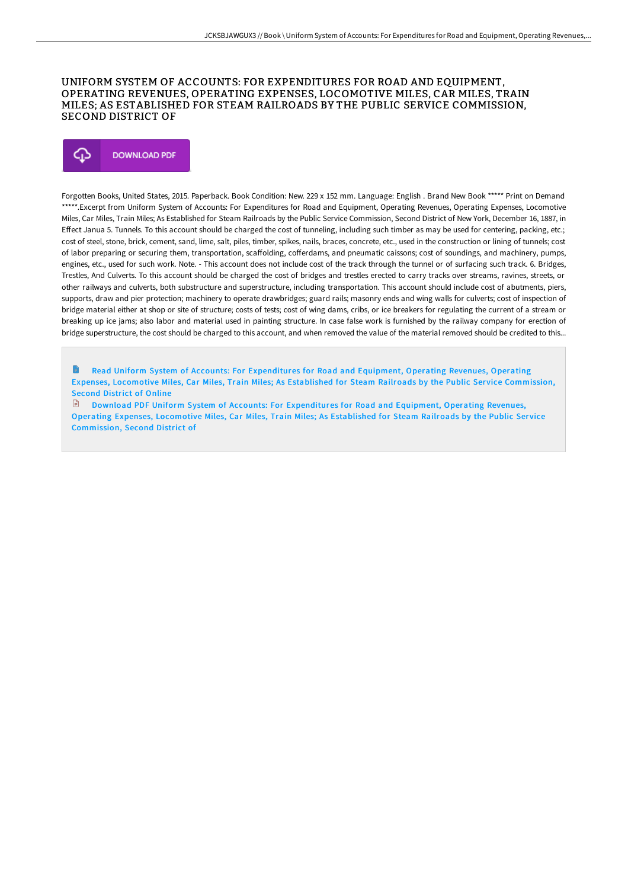# UNIFORM SYSTEM OF ACCOUNTS: FOR EXPENDITURES FOR ROAD AND EQUIPMENT, OPERATING REVENUES, OPERATING EXPENSES, LOCOMOTIVE MILES, CAR MILES, TRAIN MILES; AS ESTABLISHED FOR STEAM RAILROADS BY THE PUBLIC SERVICE COMMISSION, SECOND DISTRICT OF

DOWNLOAD PDF

Forgotten Books, United States, 2015. Paperback. Book Condition: New. 229 x 152 mm. Language: English . Brand New Book ***** Print on Demand *****.Excerpt from Uniform System of Accounts: For Expenditures for Road and Equipment, Operating Revenues, Operating Expenses, Locomotive Miles, Car Miles, Train Miles; As Established for Steam Railroads by the Public Service Commission, Second District of New York, December 16, 1887, in Effect Janua 5. Tunnels. To this account should be charged the cost of tunneling, including such timber as may be used for centering, packing, etc.; cost of steel, stone, brick, cement, sand, lime, salt, piles, timber, spikes, nails, braces, concrete, etc., used in the construction or lining of tunnels; cost of labor preparing or securing them, transportation, scaffolding, cofferdams, and pneumatic caissons; cost of soundings, and machinery, pumps, engines, etc., used for such work. Note. - This account does not include cost of the track through the tunnel or of surfacing such track. 6. Bridges, Trestles, And Culverts. To this account should be charged the cost of bridges and trestles erected to carry tracks over streams, ravines, streets, or other railways and culverts, both substructure and superstructure, including transportation. This account should include cost of abutments, piers, supports, draw and pier protection; machinery to operate drawbridges; guard rails; masonry ends and wing walls for culverts; cost of inspection of bridge material either at shop or site of structure; costs of tests; cost of wing dams, cribs, or ice breakers for regulating the current of a stream or breaking up ice jams; also labor and material used in painting structure. In case false work is furnished by the railway company for erection of bridge superstructure, the cost should be charged to this account, and when removed the value of the material removed should be credited to this...

Read Uniform System of Accounts: For Expenditures for Road and Equipment, Operating Revenues, Operating Expenses, Locomotive Miles, Car Miles, Train Miles; As Established for Steam Railroads by the Public Service Commission, Second District of Online

Download PDF Uniform System of Accounts: For Expenditures for Road and Equipment, Operating Revenues, Operating Expenses, Locomotive Miles, Car Miles, Train Miles; As Established for Steam Railroads by the Public Service Commission, Second District of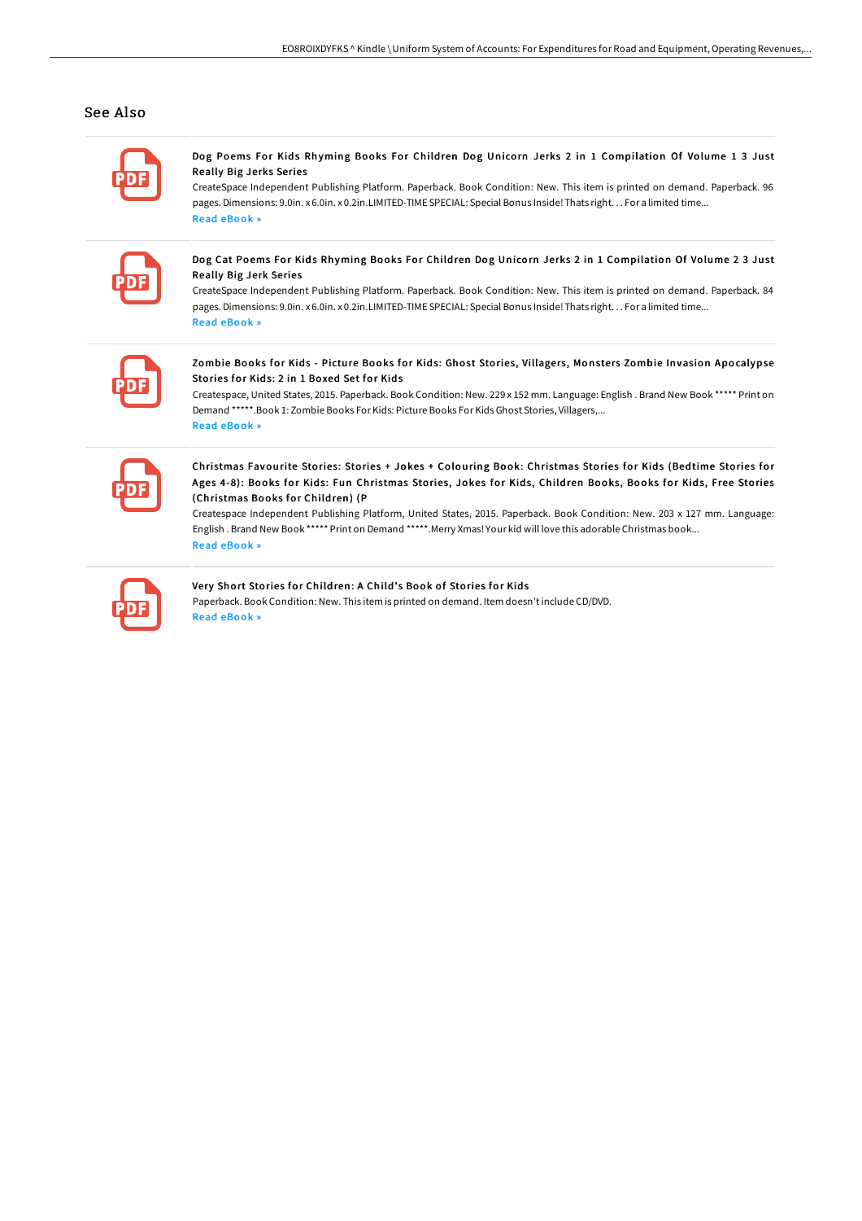## See Also

**Dog Poems For Kids Rhyming Books For Children Dog Unicorn Jerks 2 in 1 Compilation Of Volume 1 3 Just Really Big Jerks Series**

CreateSpace Independent Publishing Platform. Paperback. Book Condition: New. This item is printed on demand. Paperback. 96 pages. Dimensions: 9.0in. x 6.0in. x 0.2in.LIMITED-TIME SPECIAL: Special Bonus Inside! Thats right. . . For a limited time...

Read eBook »

**Dog Cat Poems For Kids Rhyming Books For Children Dog Unicorn Jerks 2 in 1 Compilation Of Volume 2 3 Just Really Big Jerk Series**

CreateSpace Independent Publishing Platform. Paperback. Book Condition: New. This item is printed on demand. Paperback. 84 pages. Dimensions: 9.0in. x 6.0in. x 0.2in.LIMITED-TIME SPECIAL: Special Bonus Inside! Thats right. . . For a limited time...

Read eBook »

**Zombie Books for Kids - Picture Books for Kids: Ghost Stories, Villagers, Monsters Zombie Invasion Apocalypse Stories for Kids: 2 in 1 Boxed Set for Kids**

Createspace, United States, 2015. Paperback. Book Condition: New. 229 x 152 mm. Language: English . Brand New Book ***** Print on Demand *****.Book 1: Zombie Books For Kids: Picture Books For Kids Ghost Stories, Villagers,...

Read eBook »

**Christmas Favourite Stories: Stories + Jokes + Colouring Book: Christmas Stories for Kids (Bedtime Stories for Ages 4-8): Books for Kids: Fun Christmas Stories, Jokes for Kids, Children Books, Books for Kids, Free Stories (Christmas Books for Children) (P**

Createspace Independent Publishing Platform, United States, 2015. Paperback. Book Condition: New. 203 x 127 mm. Language: English . Brand New Book ***** Print on Demand *****.Merry Xmas! Your kid will love this adorable Christmas book...

Read eBook »

**Very Short Stories for Children: A Child's Book of Stories for Kids**

Paperback. Book Condition: New. This item is printed on demand. Item doesn't include CD/DVD.

Read eBook »